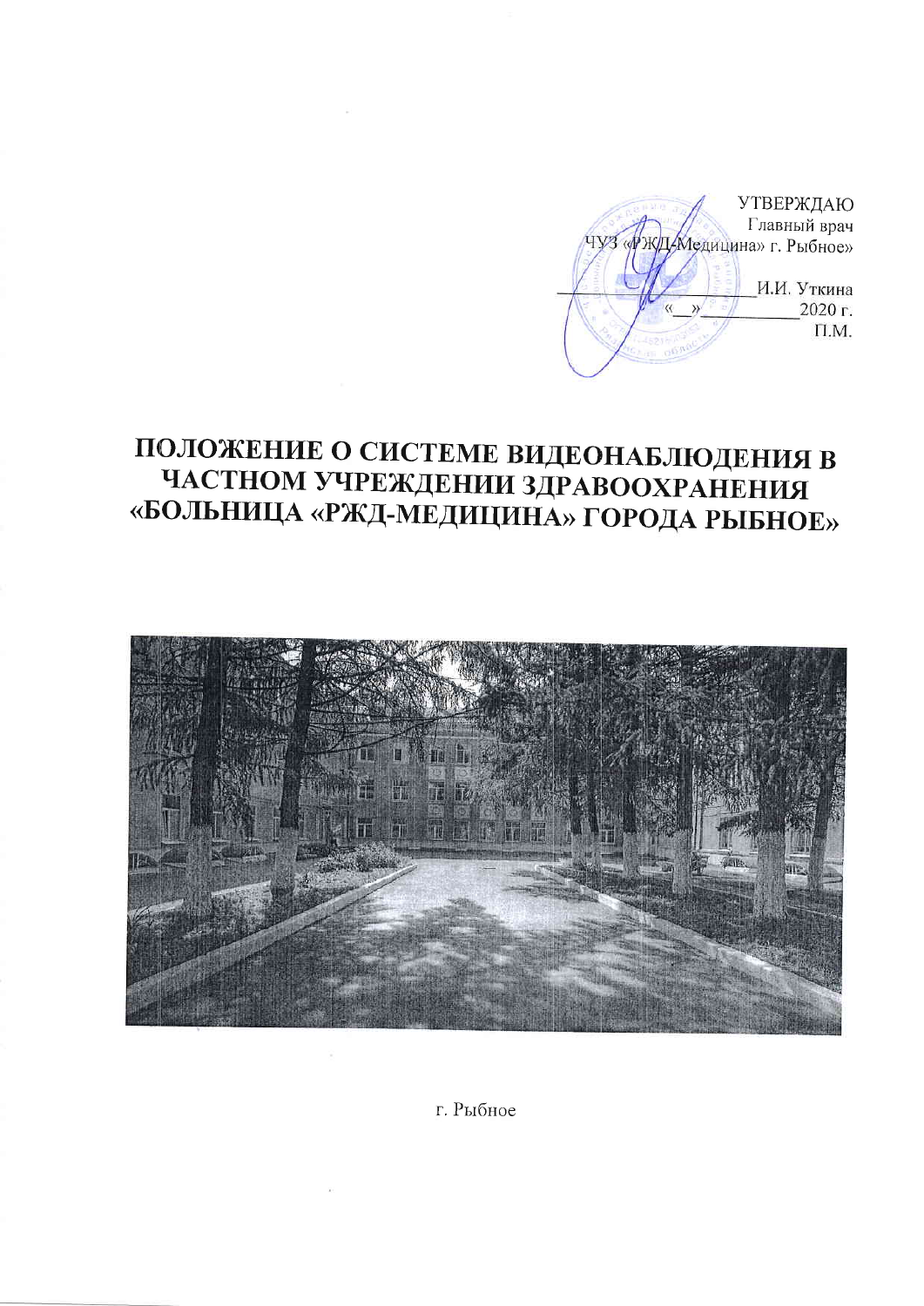УТВЕРЖДАЮ
Главный врач
ЧУЗ «РЖД-Медицина» г. Рыбное»

_______________ И.И. Уткина
«__» ___________ 2020 г.
П.М.

# ПОЛОЖЕНИЕ О СИСТЕМЕ ВИДЕОНАБЛЮДЕНИЯ В ЧАСТНОМ УЧРЕЖДЕНИИ ЗДРАВООХРАНЕНИЯ «БОЛЬНИЦА «РЖД-МЕДИЦИНА» ГОРОДА РЫБНОЕ»

г. Рыбное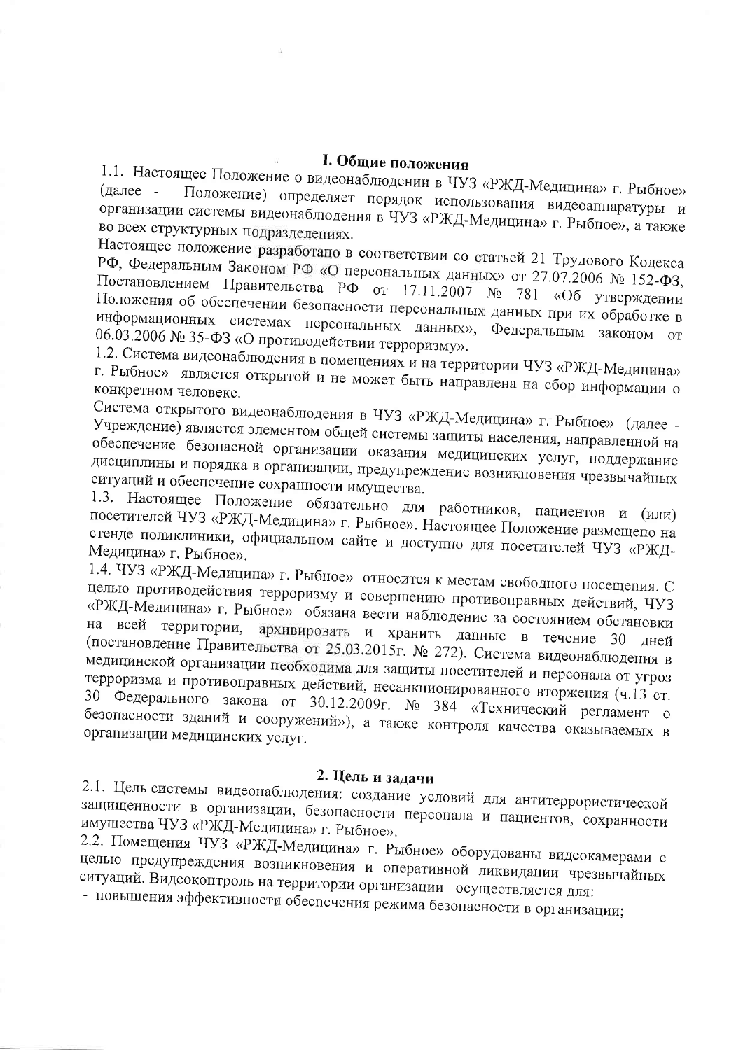## I. Общие положения

1.1. Настоящее Положение о видеонаблюдении в ЧУЗ «РЖД-Медицина» г. Рыбное» (далее - Положение) определяет порядок использования видеоаппаратуры и организации системы видеонаблюдения в ЧУЗ «РЖД-Медицина» г. Рыбное», а также во всех структурных подразделениях.

Настоящее положение разработано в соответствии со статьей 21 Трудового Кодекса РФ, Федеральным Законом РФ «О персональных данных» от 27.07.2006 № 152-ФЗ, Постановлением Правительства РФ от 17.11.2007 № 781 «Об утверждении Положения об обеспечении безопасности персональных данных при их обработке в информационных системах персональных данных», Федеральным законом от 06.03.2006 № 35-ФЗ «О противодействии терроризму».

1.2. Система видеонаблюдения в помещениях и на территории ЧУЗ «РЖД-Медицина» г. Рыбное» является открытой и не может быть направлена на сбор информации о конкретном человеке.

Система открытого видеонаблюдения в ЧУЗ «РЖД-Медицина» г. Рыбное» (далее - Учреждение) является элементом общей системы защиты населения, направленной на обеспечение безопасной организации оказания медицинских услуг, поддержание дисциплины и порядка в организации, предупреждение возникновения чрезвычайных ситуаций и обеспечение сохранности имущества.

1.3. Настоящее Положение обязательно для работников, пациентов и (или) посетителей ЧУЗ «РЖД-Медицина» г. Рыбное». Настоящее Положение размещено на стенде поликлиники, официальном сайте и доступно для посетителей ЧУЗ «РЖД-Медицина» г. Рыбное».

1.4. ЧУЗ «РЖД-Медицина» г. Рыбное» относится к местам свободного посещения. С целью противодействия терроризму и совершению противоправных действий, ЧУЗ «РЖД-Медицина» г. Рыбное» обязана вести наблюдение за состоянием обстановки на всей территории, архивировать и хранить данные в течение 30 дней (постановление Правительства от 25.03.2015г. № 272). Система видеонаблюдения в медицинской организации необходима для защиты посетителей и персонала от угроз терроризма и противоправных действий, несанкционированного вторжения (ч.13 ст. 30 Федерального закона от 30.12.2009г. № 384 «Технический регламент о безопасности зданий и сооружений»), а также контроля качества оказываемых в организации медицинских услуг.

## 2. Цель и задачи

2.1. Цель системы видеонаблюдения: создание условий для антитеррористической защищенности в организации, безопасности персонала и пациентов, сохранности имущества ЧУЗ «РЖД-Медицина» г. Рыбное».

2.2. Помещения ЧУЗ «РЖД-Медицина» г. Рыбное» оборудованы видеокамерами с целью предупреждения возникновения и оперативной ликвидации чрезвычайных ситуаций. Видеоконтроль на территории организации осуществляется для:

- повышения эффективности обеспечения режима безопасности в организации;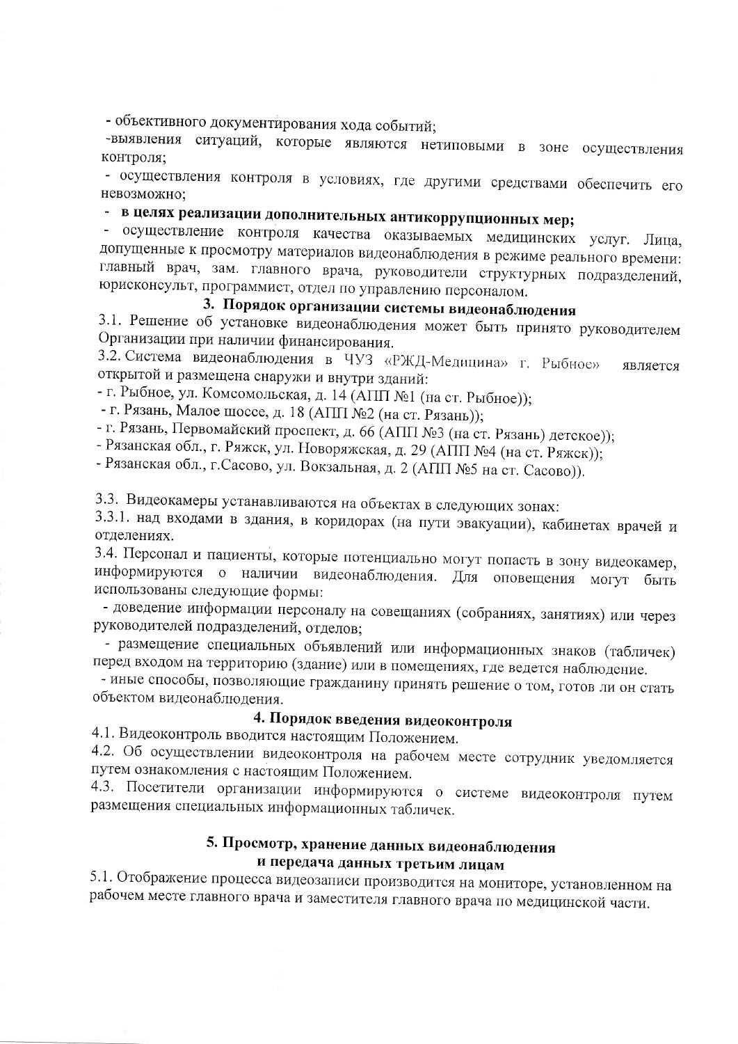- объективного документирования хода событий;

-выявления ситуаций, которые являются нетиповыми в зоне осуществления контроля;

- осуществления контроля в условиях, где другими средствами обеспечить его невозможно;

- **в целях реализации дополнительных антикоррупционных мер;**

- осуществление контроля качества оказываемых медицинских услуг. Лица, допущенные к просмотру материалов видеонаблюдения в режиме реального времени: главный врач, зам. главного врача, руководители структурных подразделений, юрисконсульт, программист, отдел по управлению персоналом.

## 3. Порядок организации системы видеонаблюдения

3.1. Решение об установке видеонаблюдения может быть принято руководителем Организации при наличии финансирования.

3.2. Система видеонаблюдения в ЧУЗ «РЖД-Медицина» г. Рыбное» является открытой и размещена снаружи и внутри зданий:

- г. Рыбное, ул. Комсомольская, д. 14 (АПП №1 (на ст. Рыбное));
- г. Рязань, Малое шоссе, д. 18 (АПП №2 (на ст. Рязань));
- г. Рязань, Первомайский проспект, д. 66 (АПП №3 (на ст. Рязань) детское));
- Рязанская обл., г. Ряжск, ул. Новоряжская, д. 29 (АПП №4 (на ст. Ряжск));
- Рязанская обл., г.Сасово, ул. Вокзальная, д. 2 (АПП №5 на ст. Сасово)).

3.3. Видеокамеры устанавливаются на объектах в следующих зонах:

3.3.1. над входами в здания, в коридорах (на пути эвакуации), кабинетах врачей и отделениях.

3.4. Персонал и пациенты, которые потенциально могут попасть в зону видеокамер, информируются о наличии видеонаблюдения. Для оповещения могут быть использованы следующие формы:

- доведение информации персоналу на совещаниях (собраниях, занятиях) или через руководителей подразделений, отделов;
- размещение специальных объявлений или информационных знаков (табличек) перед входом на территорию (здание) или в помещениях, где ведется наблюдение.
- иные способы, позволяющие гражданину принять решение о том, готов ли он стать объектом видеонаблюдения.

## 4. Порядок введения видеоконтроля

4.1. Видеоконтроль вводится настоящим Положением.

4.2. Об осуществлении видеоконтроля на рабочем месте сотрудник уведомляется путем ознакомления с настоящим Положением.

4.3. Посетители организации информируются о системе видеоконтроля путем размещения специальных информационных табличек.

## 5. Просмотр, хранение данных видеонаблюдения и передача данных третьим лицам

5.1. Отображение процесса видеозаписи производится на мониторе, установленном на рабочем месте главного врача и заместителя главного врача по медицинской части.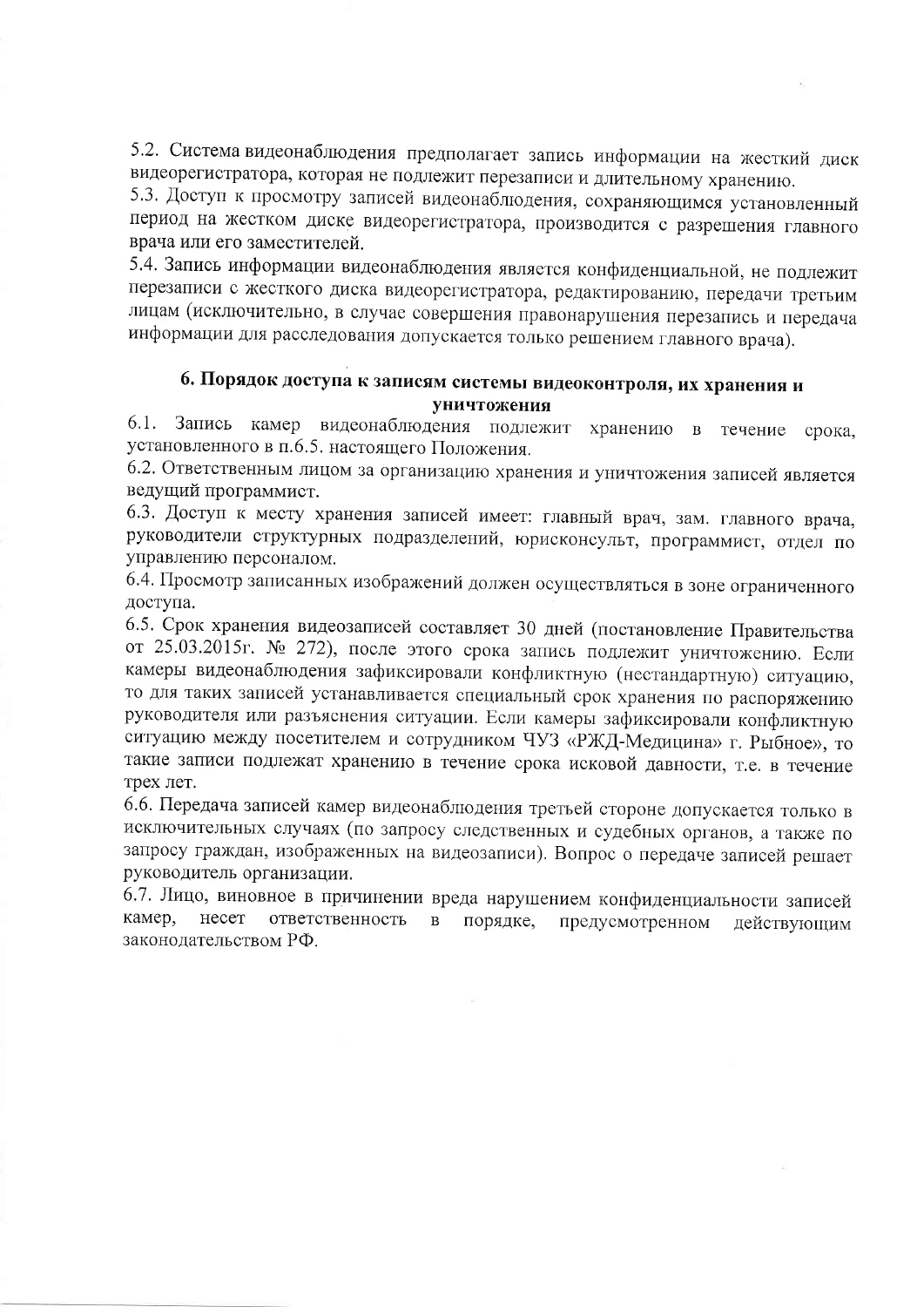5.2. Система видеонаблюдения предполагает запись информации на жесткий диск видеорегистратора, которая не подлежит перезаписи и длительному хранению.

5.3. Доступ к просмотру записей видеонаблюдения, сохраняющимся установленный период на жестком диске видеорегистратора, производится с разрешения главного врача или его заместителей.

5.4. Запись информации видеонаблюдения является конфиденциальной, не подлежит перезаписи с жесткого диска видеорегистратора, редактированию, передачи третьим лицам (исключительно, в случае совершения правонарушения перезапись и передача информации для расследования допускается только решением главного врача).

## 6. Порядок доступа к записям системы видеоконтроля, их хранения и уничтожения

6.1. Запись камер видеонаблюдения подлежит хранению в течение срока, установленного в п.6.5. настоящего Положения.

6.2. Ответственным лицом за организацию хранения и уничтожения записей является ведущий программист.

6.3. Доступ к месту хранения записей имеет: главный врач, зам. главного врача, руководители структурных подразделений, юрисконсульт, программист, отдел по управлению персоналом.

6.4. Просмотр записанных изображений должен осуществляться в зоне ограниченного доступа.

6.5. Срок хранения видеозаписей составляет 30 дней (постановление Правительства от 25.03.2015г. № 272), после этого срока запись подлежит уничтожению. Если камеры видеонаблюдения зафиксировали конфликтную (нестандартную) ситуацию, то для таких записей устанавливается специальный срок хранения по распоряжению руководителя или разъяснения ситуации. Если камеры зафиксировали конфликтную ситуацию между посетителем и сотрудником ЧУЗ «РЖД-Медицина» г. Рыбное», то такие записи подлежат хранению в течение срока исковой давности, т.е. в течение трех лет.

6.6. Передача записей камер видеонаблюдения третьей стороне допускается только в исключительных случаях (по запросу следственных и судебных органов, а также по запросу граждан, изображенных на видеозаписи). Вопрос о передаче записей решает руководитель организации.

6.7. Лицо, виновное в причинении вреда нарушением конфиденциальности записей камер, несет ответственность в порядке, предусмотренном действующим законодательством РФ.